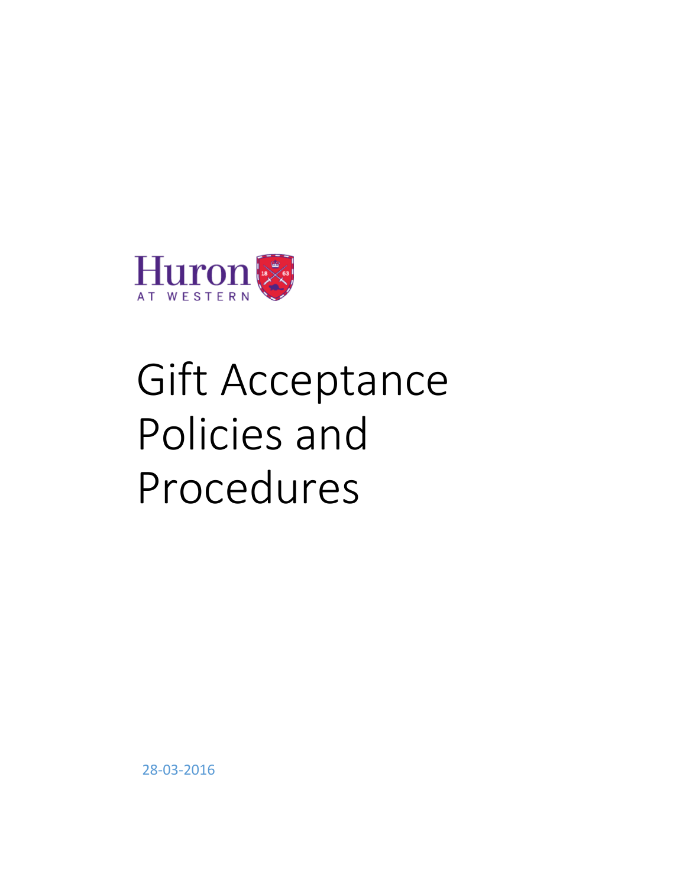Huron
AT WESTERN

# Gift Acceptance Policies and Procedures

28-03-2016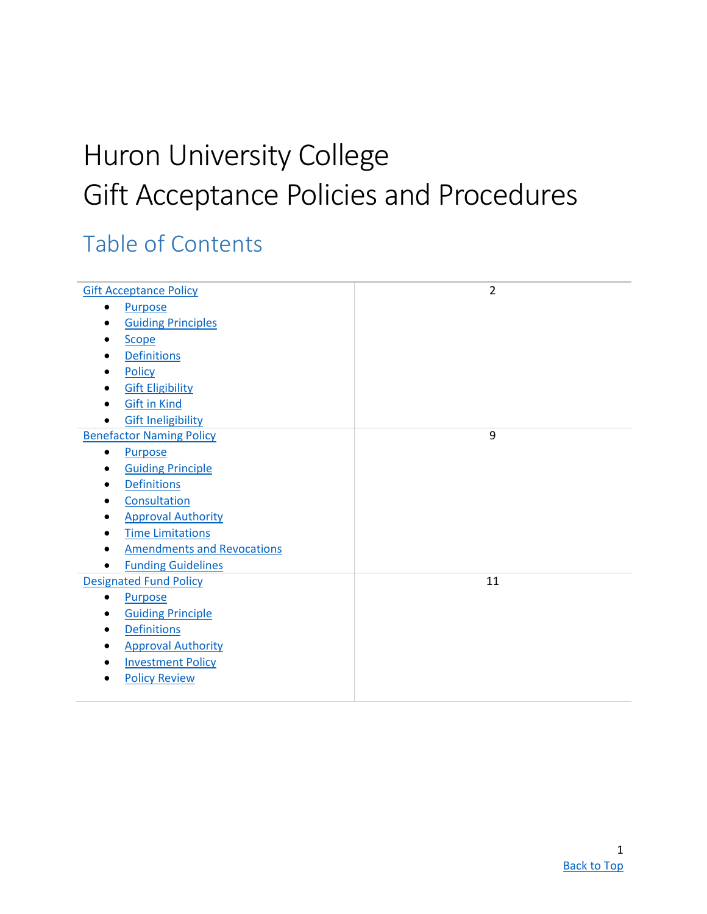# Huron University College
# Gift Acceptance Policies and Procedures

## Table of Contents

| | |
|---|---|
| Gift Acceptance Policy<br>• Purpose<br>• Guiding Principles<br>• Scope<br>• Definitions<br>• Policy<br>• Gift Eligibility<br>• Gift in Kind<br>• Gift Ineligibility | 2 |
| Benefactor Naming Policy<br>• Purpose<br>• Guiding Principle<br>• Definitions<br>• Consultation<br>• Approval Authority<br>• Time Limitations<br>• Amendments and Revocations<br>• Funding Guidelines | 9 |
| Designated Fund Policy<br>• Purpose<br>• Guiding Principle<br>• Definitions<br>• Approval Authority<br>• Investment Policy<br>• Policy Review | 11 |

Back to Top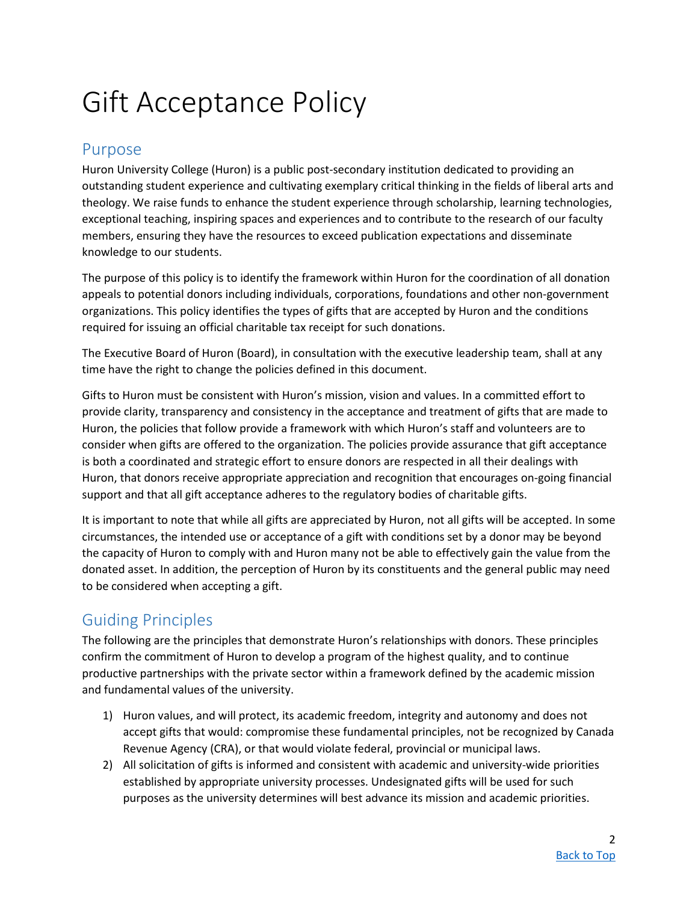# Gift Acceptance Policy

## Purpose

Huron University College (Huron) is a public post-secondary institution dedicated to providing an outstanding student experience and cultivating exemplary critical thinking in the fields of liberal arts and theology. We raise funds to enhance the student experience through scholarship, learning technologies, exceptional teaching, inspiring spaces and experiences and to contribute to the research of our faculty members, ensuring they have the resources to exceed publication expectations and disseminate knowledge to our students.

The purpose of this policy is to identify the framework within Huron for the coordination of all donation appeals to potential donors including individuals, corporations, foundations and other non-government organizations. This policy identifies the types of gifts that are accepted by Huron and the conditions required for issuing an official charitable tax receipt for such donations.

The Executive Board of Huron (Board), in consultation with the executive leadership team, shall at any time have the right to change the policies defined in this document.

Gifts to Huron must be consistent with Huron's mission, vision and values. In a committed effort to provide clarity, transparency and consistency in the acceptance and treatment of gifts that are made to Huron, the policies that follow provide a framework with which Huron's staff and volunteers are to consider when gifts are offered to the organization. The policies provide assurance that gift acceptance is both a coordinated and strategic effort to ensure donors are respected in all their dealings with Huron, that donors receive appropriate appreciation and recognition that encourages on-going financial support and that all gift acceptance adheres to the regulatory bodies of charitable gifts.

It is important to note that while all gifts are appreciated by Huron, not all gifts will be accepted. In some circumstances, the intended use or acceptance of a gift with conditions set by a donor may be beyond the capacity of Huron to comply with and Huron many not be able to effectively gain the value from the donated asset. In addition, the perception of Huron by its constituents and the general public may need to be considered when accepting a gift.

## Guiding Principles

The following are the principles that demonstrate Huron's relationships with donors. These principles confirm the commitment of Huron to develop a program of the highest quality, and to continue productive partnerships with the private sector within a framework defined by the academic mission and fundamental values of the university.

1) Huron values, and will protect, its academic freedom, integrity and autonomy and does not accept gifts that would: compromise these fundamental principles, not be recognized by Canada Revenue Agency (CRA), or that would violate federal, provincial or municipal laws.
2) All solicitation of gifts is informed and consistent with academic and university-wide priorities established by appropriate university processes. Undesignated gifts will be used for such purposes as the university determines will best advance its mission and academic priorities.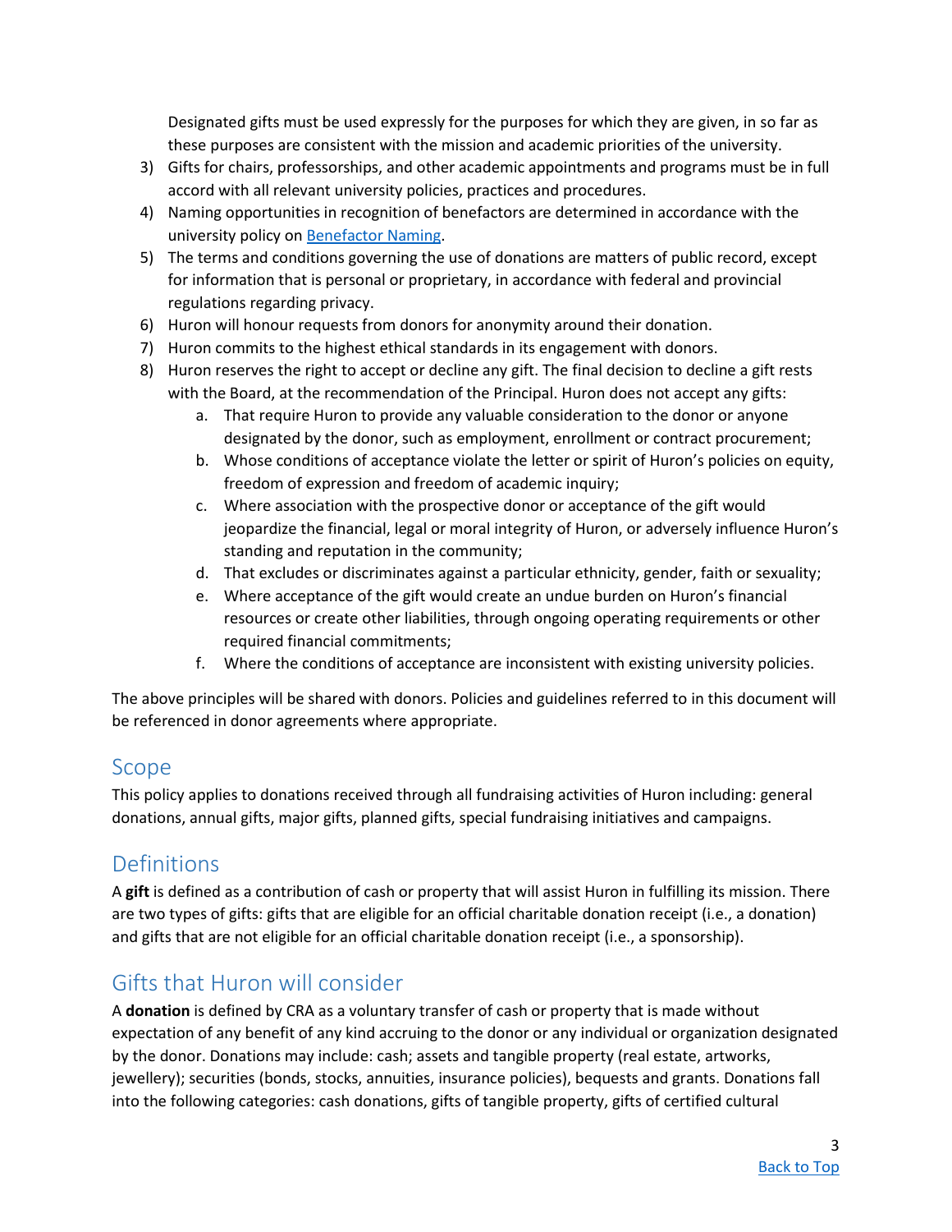Designated gifts must be used expressly for the purposes for which they are given, in so far as these purposes are consistent with the mission and academic priorities of the university.

3) Gifts for chairs, professorships, and other academic appointments and programs must be in full accord with all relevant university policies, practices and procedures.
4) Naming opportunities in recognition of benefactors are determined in accordance with the university policy on [Benefactor Naming].
5) The terms and conditions governing the use of donations are matters of public record, except for information that is personal or proprietary, in accordance with federal and provincial regulations regarding privacy.
6) Huron will honour requests from donors for anonymity around their donation.
7) Huron commits to the highest ethical standards in its engagement with donors.
8) Huron reserves the right to accept or decline any gift. The final decision to decline a gift rests with the Board, at the recommendation of the Principal. Huron does not accept any gifts:
   a. That require Huron to provide any valuable consideration to the donor or anyone designated by the donor, such as employment, enrollment or contract procurement;
   b. Whose conditions of acceptance violate the letter or spirit of Huron's policies on equity, freedom of expression and freedom of academic inquiry;
   c. Where association with the prospective donor or acceptance of the gift would jeopardize the financial, legal or moral integrity of Huron, or adversely influence Huron's standing and reputation in the community;
   d. That excludes or discriminates against a particular ethnicity, gender, faith or sexuality;
   e. Where acceptance of the gift would create an undue burden on Huron's financial resources or create other liabilities, through ongoing operating requirements or other required financial commitments;
   f. Where the conditions of acceptance are inconsistent with existing university policies.

The above principles will be shared with donors. Policies and guidelines referred to in this document will be referenced in donor agreements where appropriate.

## Scope

This policy applies to donations received through all fundraising activities of Huron including: general donations, annual gifts, major gifts, planned gifts, special fundraising initiatives and campaigns.

## Definitions

A **gift** is defined as a contribution of cash or property that will assist Huron in fulfilling its mission. There are two types of gifts: gifts that are eligible for an official charitable donation receipt (i.e., a donation) and gifts that are not eligible for an official charitable donation receipt (i.e., a sponsorship).

## Gifts that Huron will consider

A **donation** is defined by CRA as a voluntary transfer of cash or property that is made without expectation of any benefit of any kind accruing to the donor or any individual or organization designated by the donor. Donations may include: cash; assets and tangible property (real estate, artworks, jewellery); securities (bonds, stocks, annuities, insurance policies), bequests and grants. Donations fall into the following categories: cash donations, gifts of tangible property, gifts of certified cultural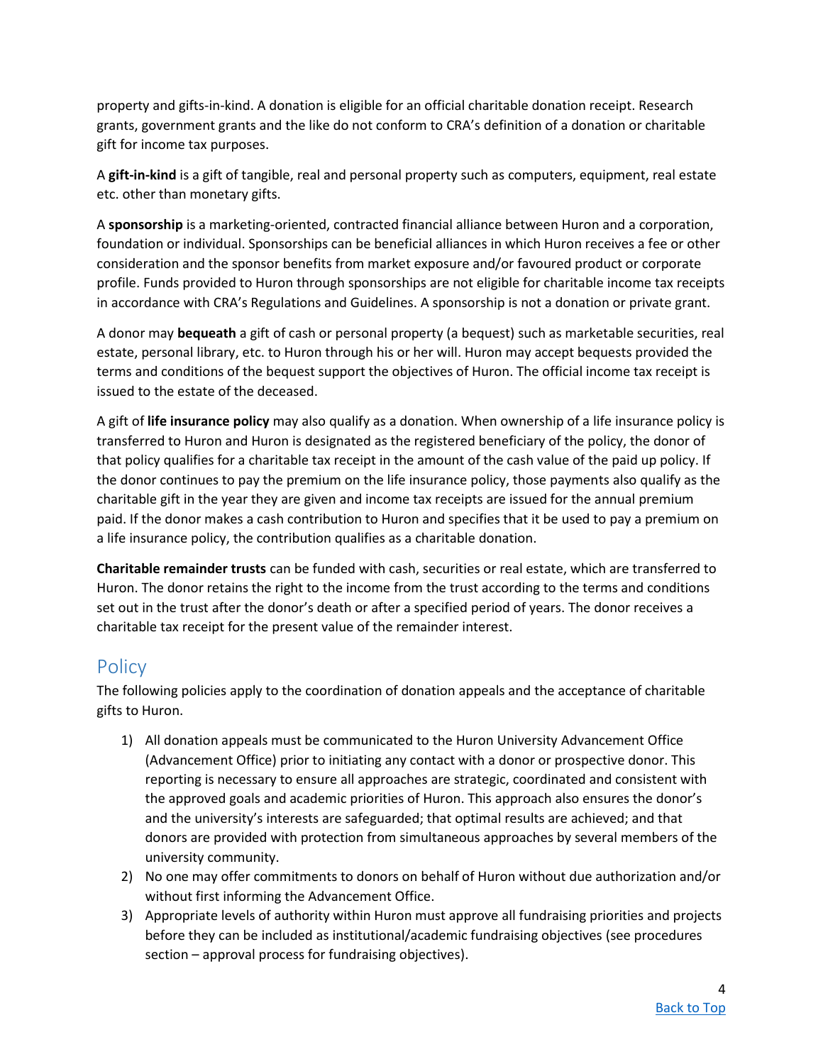property and gifts-in-kind. A donation is eligible for an official charitable donation receipt. Research grants, government grants and the like do not conform to CRA's definition of a donation or charitable gift for income tax purposes.

A **gift-in-kind** is a gift of tangible, real and personal property such as computers, equipment, real estate etc. other than monetary gifts.

A **sponsorship** is a marketing-oriented, contracted financial alliance between Huron and a corporation, foundation or individual. Sponsorships can be beneficial alliances in which Huron receives a fee or other consideration and the sponsor benefits from market exposure and/or favoured product or corporate profile. Funds provided to Huron through sponsorships are not eligible for charitable income tax receipts in accordance with CRA's Regulations and Guidelines. A sponsorship is not a donation or private grant.

A donor may **bequeath** a gift of cash or personal property (a bequest) such as marketable securities, real estate, personal library, etc. to Huron through his or her will. Huron may accept bequests provided the terms and conditions of the bequest support the objectives of Huron. The official income tax receipt is issued to the estate of the deceased.

A gift of **life insurance policy** may also qualify as a donation. When ownership of a life insurance policy is transferred to Huron and Huron is designated as the registered beneficiary of the policy, the donor of that policy qualifies for a charitable tax receipt in the amount of the cash value of the paid up policy. If the donor continues to pay the premium on the life insurance policy, those payments also qualify as the charitable gift in the year they are given and income tax receipts are issued for the annual premium paid. If the donor makes a cash contribution to Huron and specifies that it be used to pay a premium on a life insurance policy, the contribution qualifies as a charitable donation.

**Charitable remainder trusts** can be funded with cash, securities or real estate, which are transferred to Huron. The donor retains the right to the income from the trust according to the terms and conditions set out in the trust after the donor's death or after a specified period of years. The donor receives a charitable tax receipt for the present value of the remainder interest.

## Policy

The following policies apply to the coordination of donation appeals and the acceptance of charitable gifts to Huron.

1) All donation appeals must be communicated to the Huron University Advancement Office (Advancement Office) prior to initiating any contact with a donor or prospective donor. This reporting is necessary to ensure all approaches are strategic, coordinated and consistent with the approved goals and academic priorities of Huron. This approach also ensures the donor's and the university's interests are safeguarded; that optimal results are achieved; and that donors are provided with protection from simultaneous approaches by several members of the university community.
2) No one may offer commitments to donors on behalf of Huron without due authorization and/or without first informing the Advancement Office.
3) Appropriate levels of authority within Huron must approve all fundraising priorities and projects before they can be included as institutional/academic fundraising objectives (see procedures section – approval process for fundraising objectives).

[Back to Top](#)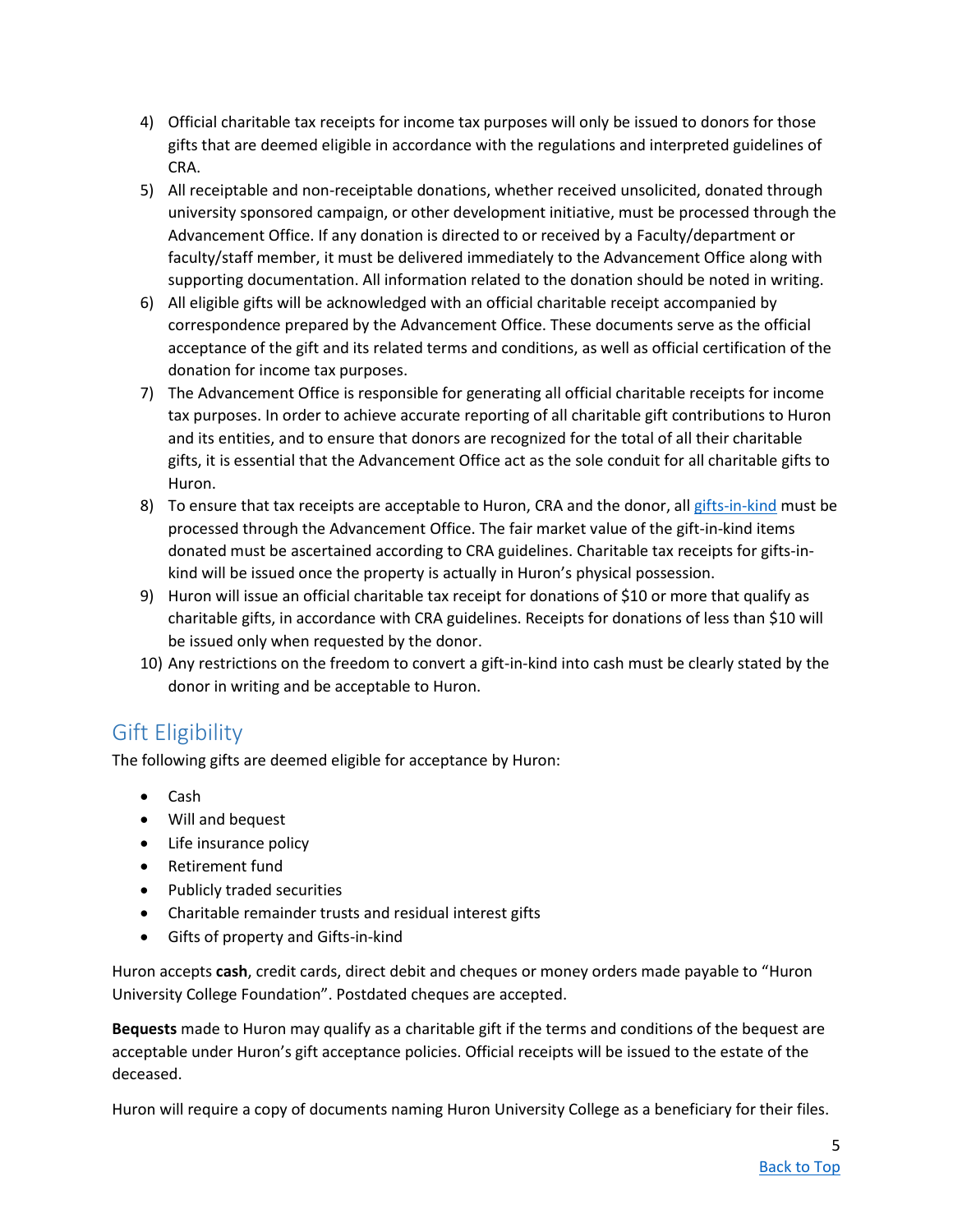4) Official charitable tax receipts for income tax purposes will only be issued to donors for those gifts that are deemed eligible in accordance with the regulations and interpreted guidelines of CRA.
5) All receiptable and non-receiptable donations, whether received unsolicited, donated through university sponsored campaign, or other development initiative, must be processed through the Advancement Office. If any donation is directed to or received by a Faculty/department or faculty/staff member, it must be delivered immediately to the Advancement Office along with supporting documentation. All information related to the donation should be noted in writing.
6) All eligible gifts will be acknowledged with an official charitable receipt accompanied by correspondence prepared by the Advancement Office. These documents serve as the official acceptance of the gift and its related terms and conditions, as well as official certification of the donation for income tax purposes.
7) The Advancement Office is responsible for generating all official charitable receipts for income tax purposes. In order to achieve accurate reporting of all charitable gift contributions to Huron and its entities, and to ensure that donors are recognized for the total of all their charitable gifts, it is essential that the Advancement Office act as the sole conduit for all charitable gifts to Huron.
8) To ensure that tax receipts are acceptable to Huron, CRA and the donor, all gifts-in-kind must be processed through the Advancement Office. The fair market value of the gift-in-kind items donated must be ascertained according to CRA guidelines. Charitable tax receipts for gifts-in-kind will be issued once the property is actually in Huron's physical possession.
9) Huron will issue an official charitable tax receipt for donations of $10 or more that qualify as charitable gifts, in accordance with CRA guidelines. Receipts for donations of less than $10 will be issued only when requested by the donor.
10) Any restrictions on the freedom to convert a gift-in-kind into cash must be clearly stated by the donor in writing and be acceptable to Huron.

## Gift Eligibility

The following gifts are deemed eligible for acceptance by Huron:

- Cash
- Will and bequest
- Life insurance policy
- Retirement fund
- Publicly traded securities
- Charitable remainder trusts and residual interest gifts
- Gifts of property and Gifts-in-kind

Huron accepts **cash**, credit cards, direct debit and cheques or money orders made payable to "Huron University College Foundation". Postdated cheques are accepted.

**Bequests** made to Huron may qualify as a charitable gift if the terms and conditions of the bequest are acceptable under Huron's gift acceptance policies. Official receipts will be issued to the estate of the deceased.

Huron will require a copy of documents naming Huron University College as a beneficiary for their files.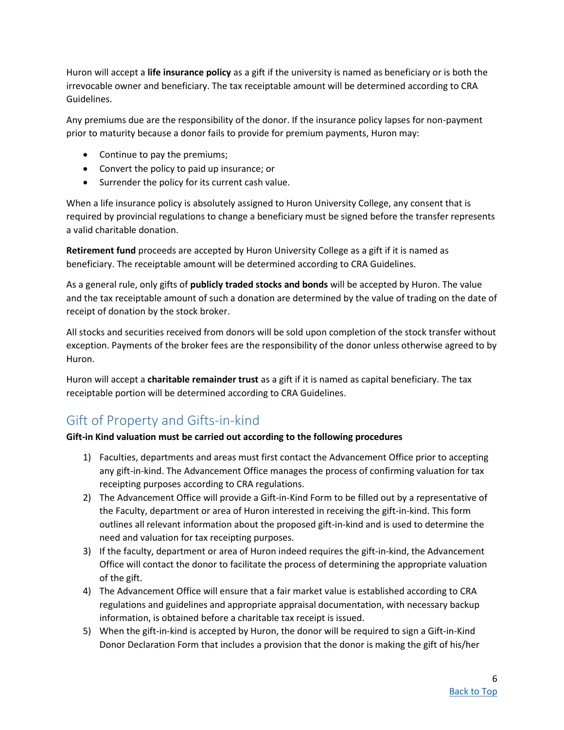Huron will accept a **life insurance policy** as a gift if the university is named as beneficiary or is both the irrevocable owner and beneficiary. The tax receiptable amount will be determined according to CRA Guidelines.

Any premiums due are the responsibility of the donor. If the insurance policy lapses for non-payment prior to maturity because a donor fails to provide for premium payments, Huron may:

- Continue to pay the premiums;
- Convert the policy to paid up insurance; or
- Surrender the policy for its current cash value.

When a life insurance policy is absolutely assigned to Huron University College, any consent that is required by provincial regulations to change a beneficiary must be signed before the transfer represents a valid charitable donation.

**Retirement fund** proceeds are accepted by Huron University College as a gift if it is named as beneficiary. The receiptable amount will be determined according to CRA Guidelines.

As a general rule, only gifts of **publicly traded stocks and bonds** will be accepted by Huron. The value and the tax receiptable amount of such a donation are determined by the value of trading on the date of receipt of donation by the stock broker.

All stocks and securities received from donors will be sold upon completion of the stock transfer without exception. Payments of the broker fees are the responsibility of the donor unless otherwise agreed to by Huron.

Huron will accept a **charitable remainder trust** as a gift if it is named as capital beneficiary. The tax receiptable portion will be determined according to CRA Guidelines.

## Gift of Property and Gifts-in-kind

**Gift-in Kind valuation must be carried out according to the following procedures**

1) Faculties, departments and areas must first contact the Advancement Office prior to accepting any gift-in-kind. The Advancement Office manages the process of confirming valuation for tax receipting purposes according to CRA regulations.
2) The Advancement Office will provide a Gift-in-Kind Form to be filled out by a representative of the Faculty, department or area of Huron interested in receiving the gift-in-kind. This form outlines all relevant information about the proposed gift-in-kind and is used to determine the need and valuation for tax receipting purposes.
3) If the faculty, department or area of Huron indeed requires the gift-in-kind, the Advancement Office will contact the donor to facilitate the process of determining the appropriate valuation of the gift.
4) The Advancement Office will ensure that a fair market value is established according to CRA regulations and guidelines and appropriate appraisal documentation, with necessary backup information, is obtained before a charitable tax receipt is issued.
5) When the gift-in-kind is accepted by Huron, the donor will be required to sign a Gift-in-Kind Donor Declaration Form that includes a provision that the donor is making the gift of his/her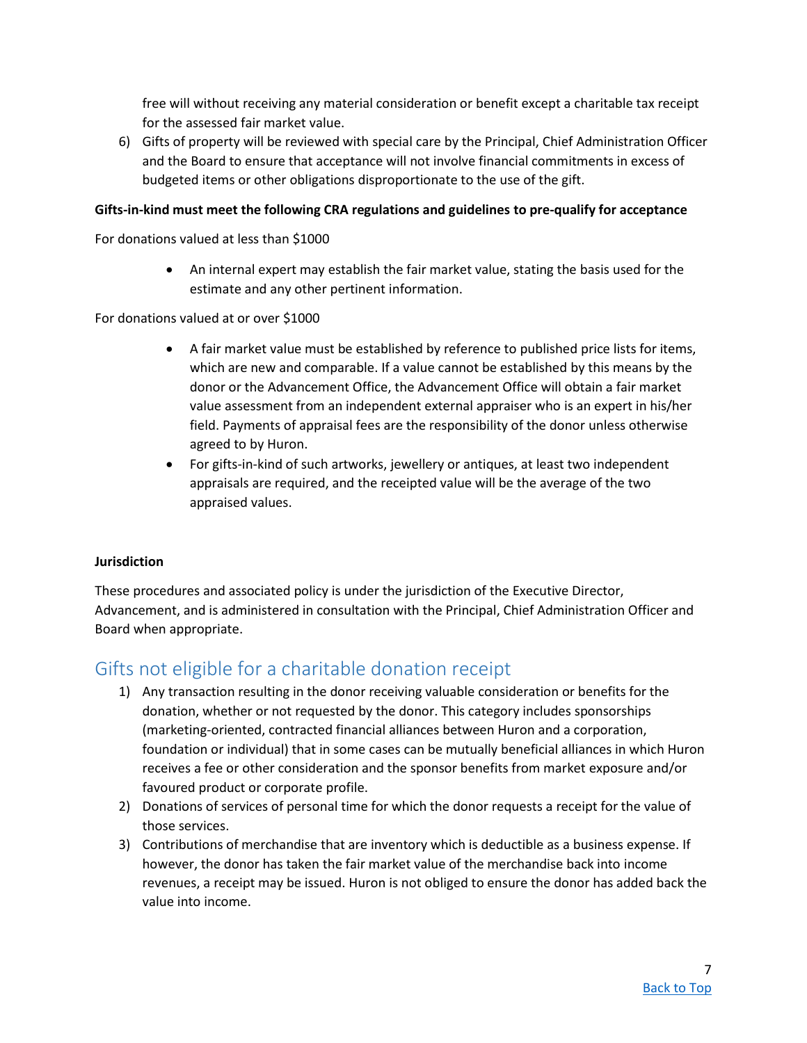free will without receiving any material consideration or benefit except a charitable tax receipt for the assessed fair market value.

6) Gifts of property will be reviewed with special care by the Principal, Chief Administration Officer and the Board to ensure that acceptance will not involve financial commitments in excess of budgeted items or other obligations disproportionate to the use of the gift.

**Gifts-in-kind must meet the following CRA regulations and guidelines to pre-qualify for acceptance**

For donations valued at less than $1000

- An internal expert may establish the fair market value, stating the basis used for the estimate and any other pertinent information.

For donations valued at or over $1000

- A fair market value must be established by reference to published price lists for items, which are new and comparable. If a value cannot be established by this means by the donor or the Advancement Office, the Advancement Office will obtain a fair market value assessment from an independent external appraiser who is an expert in his/her field. Payments of appraisal fees are the responsibility of the donor unless otherwise agreed to by Huron.
- For gifts-in-kind of such artworks, jewellery or antiques, at least two independent appraisals are required, and the receipted value will be the average of the two appraised values.

**Jurisdiction**

These procedures and associated policy is under the jurisdiction of the Executive Director, Advancement, and is administered in consultation with the Principal, Chief Administration Officer and Board when appropriate.

## Gifts not eligible for a charitable donation receipt

1) Any transaction resulting in the donor receiving valuable consideration or benefits for the donation, whether or not requested by the donor. This category includes sponsorships (marketing-oriented, contracted financial alliances between Huron and a corporation, foundation or individual) that in some cases can be mutually beneficial alliances in which Huron receives a fee or other consideration and the sponsor benefits from market exposure and/or favoured product or corporate profile.
2) Donations of services of personal time for which the donor requests a receipt for the value of those services.
3) Contributions of merchandise that are inventory which is deductible as a business expense. If however, the donor has taken the fair market value of the merchandise back into income revenues, a receipt may be issued. Huron is not obliged to ensure the donor has added back the value into income.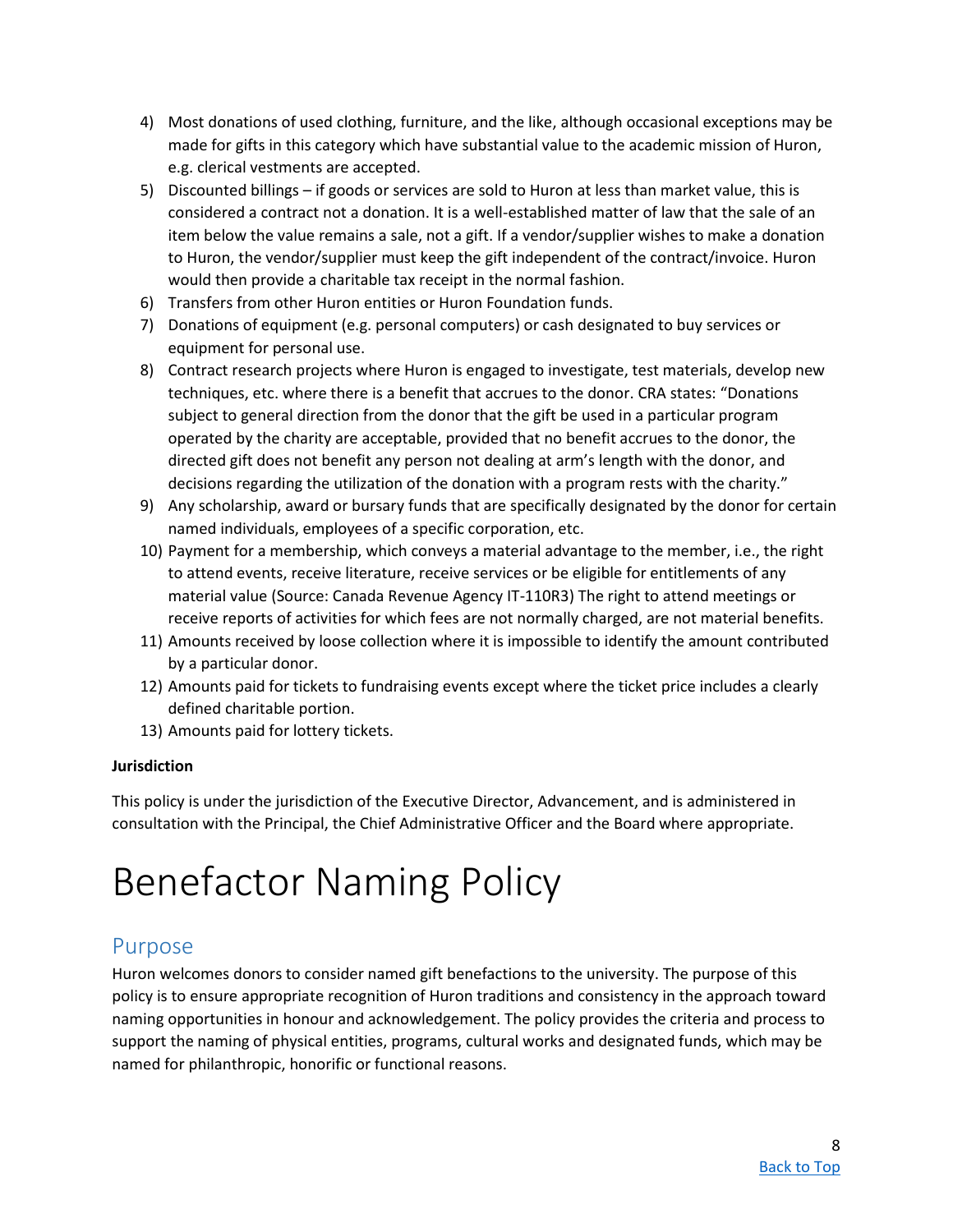4) Most donations of used clothing, furniture, and the like, although occasional exceptions may be made for gifts in this category which have substantial value to the academic mission of Huron, e.g. clerical vestments are accepted.
5) Discounted billings – if goods or services are sold to Huron at less than market value, this is considered a contract not a donation. It is a well-established matter of law that the sale of an item below the value remains a sale, not a gift. If a vendor/supplier wishes to make a donation to Huron, the vendor/supplier must keep the gift independent of the contract/invoice. Huron would then provide a charitable tax receipt in the normal fashion.
6) Transfers from other Huron entities or Huron Foundation funds.
7) Donations of equipment (e.g. personal computers) or cash designated to buy services or equipment for personal use.
8) Contract research projects where Huron is engaged to investigate, test materials, develop new techniques, etc. where there is a benefit that accrues to the donor. CRA states: "Donations subject to general direction from the donor that the gift be used in a particular program operated by the charity are acceptable, provided that no benefit accrues to the donor, the directed gift does not benefit any person not dealing at arm's length with the donor, and decisions regarding the utilization of the donation with a program rests with the charity."
9) Any scholarship, award or bursary funds that are specifically designated by the donor for certain named individuals, employees of a specific corporation, etc.
10) Payment for a membership, which conveys a material advantage to the member, i.e., the right to attend events, receive literature, receive services or be eligible for entitlements of any material value (Source: Canada Revenue Agency IT-110R3) The right to attend meetings or receive reports of activities for which fees are not normally charged, are not material benefits.
11) Amounts received by loose collection where it is impossible to identify the amount contributed by a particular donor.
12) Amounts paid for tickets to fundraising events except where the ticket price includes a clearly defined charitable portion.
13) Amounts paid for lottery tickets.

**Jurisdiction**

This policy is under the jurisdiction of the Executive Director, Advancement, and is administered in consultation with the Principal, the Chief Administrative Officer and the Board where appropriate.

# Benefactor Naming Policy

## Purpose

Huron welcomes donors to consider named gift benefactions to the university. The purpose of this policy is to ensure appropriate recognition of Huron traditions and consistency in the approach toward naming opportunities in honour and acknowledgement. The policy provides the criteria and process to support the naming of physical entities, programs, cultural works and designated funds, which may be named for philanthropic, honorific or functional reasons.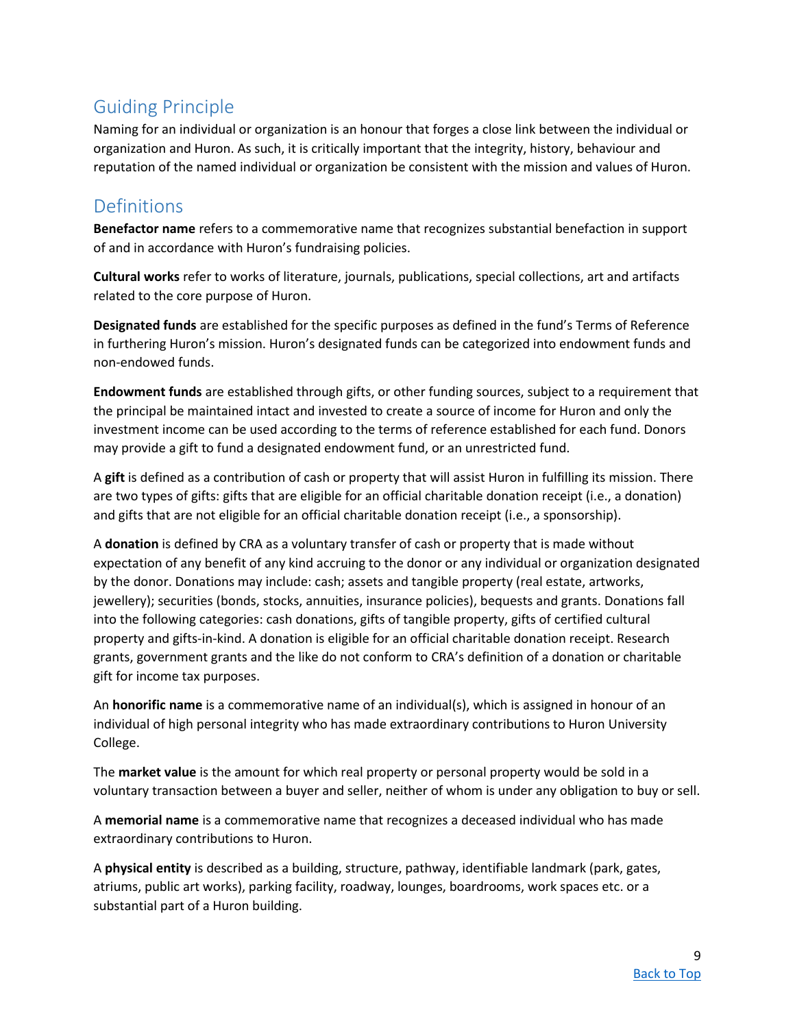## Guiding Principle

Naming for an individual or organization is an honour that forges a close link between the individual or organization and Huron. As such, it is critically important that the integrity, history, behaviour and reputation of the named individual or organization be consistent with the mission and values of Huron.

## Definitions

**Benefactor name** refers to a commemorative name that recognizes substantial benefaction in support of and in accordance with Huron's fundraising policies.

**Cultural works** refer to works of literature, journals, publications, special collections, art and artifacts related to the core purpose of Huron.

**Designated funds** are established for the specific purposes as defined in the fund's Terms of Reference in furthering Huron's mission. Huron's designated funds can be categorized into endowment funds and non-endowed funds.

**Endowment funds** are established through gifts, or other funding sources, subject to a requirement that the principal be maintained intact and invested to create a source of income for Huron and only the investment income can be used according to the terms of reference established for each fund. Donors may provide a gift to fund a designated endowment fund, or an unrestricted fund.

A **gift** is defined as a contribution of cash or property that will assist Huron in fulfilling its mission. There are two types of gifts: gifts that are eligible for an official charitable donation receipt (i.e., a donation) and gifts that are not eligible for an official charitable donation receipt (i.e., a sponsorship).

A **donation** is defined by CRA as a voluntary transfer of cash or property that is made without expectation of any benefit of any kind accruing to the donor or any individual or organization designated by the donor. Donations may include: cash; assets and tangible property (real estate, artworks, jewellery); securities (bonds, stocks, annuities, insurance policies), bequests and grants. Donations fall into the following categories: cash donations, gifts of tangible property, gifts of certified cultural property and gifts-in-kind. A donation is eligible for an official charitable donation receipt. Research grants, government grants and the like do not conform to CRA's definition of a donation or charitable gift for income tax purposes.

An **honorific name** is a commemorative name of an individual(s), which is assigned in honour of an individual of high personal integrity who has made extraordinary contributions to Huron University College.

The **market value** is the amount for which real property or personal property would be sold in a voluntary transaction between a buyer and seller, neither of whom is under any obligation to buy or sell.

A **memorial name** is a commemorative name that recognizes a deceased individual who has made extraordinary contributions to Huron.

A **physical entity** is described as a building, structure, pathway, identifiable landmark (park, gates, atriums, public art works), parking facility, roadway, lounges, boardrooms, work spaces etc. or a substantial part of a Huron building.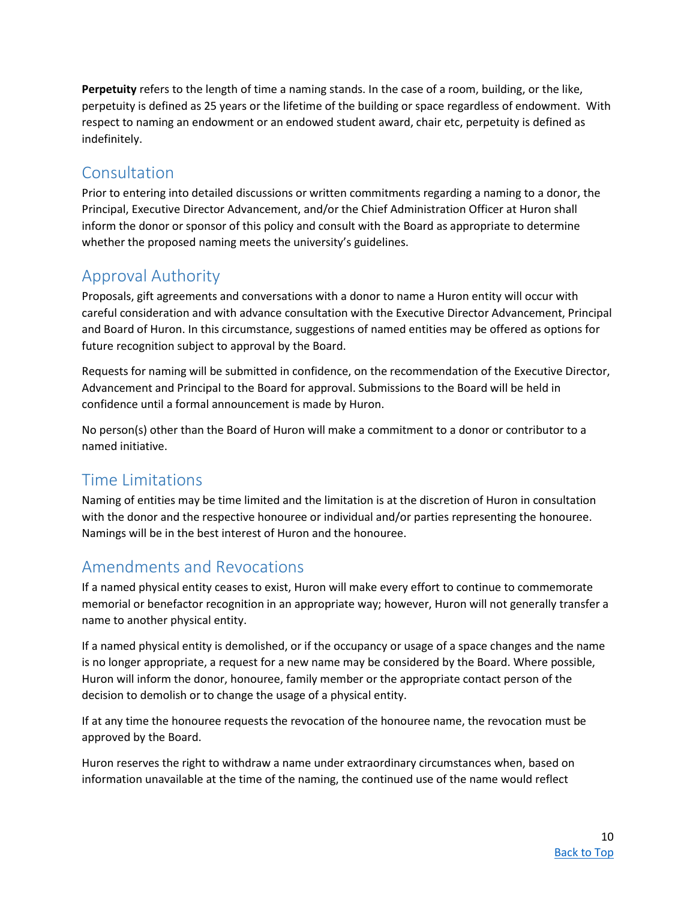**Perpetuity** refers to the length of time a naming stands. In the case of a room, building, or the like, perpetuity is defined as 25 years or the lifetime of the building or space regardless of endowment. With respect to naming an endowment or an endowed student award, chair etc, perpetuity is defined as indefinitely.

## Consultation

Prior to entering into detailed discussions or written commitments regarding a naming to a donor, the Principal, Executive Director Advancement, and/or the Chief Administration Officer at Huron shall inform the donor or sponsor of this policy and consult with the Board as appropriate to determine whether the proposed naming meets the university's guidelines.

## Approval Authority

Proposals, gift agreements and conversations with a donor to name a Huron entity will occur with careful consideration and with advance consultation with the Executive Director Advancement, Principal and Board of Huron. In this circumstance, suggestions of named entities may be offered as options for future recognition subject to approval by the Board.

Requests for naming will be submitted in confidence, on the recommendation of the Executive Director, Advancement and Principal to the Board for approval. Submissions to the Board will be held in confidence until a formal announcement is made by Huron.

No person(s) other than the Board of Huron will make a commitment to a donor or contributor to a named initiative.

## Time Limitations

Naming of entities may be time limited and the limitation is at the discretion of Huron in consultation with the donor and the respective honouree or individual and/or parties representing the honouree. Namings will be in the best interest of Huron and the honouree.

## Amendments and Revocations

If a named physical entity ceases to exist, Huron will make every effort to continue to commemorate memorial or benefactor recognition in an appropriate way; however, Huron will not generally transfer a name to another physical entity.

If a named physical entity is demolished, or if the occupancy or usage of a space changes and the name is no longer appropriate, a request for a new name may be considered by the Board. Where possible, Huron will inform the donor, honouree, family member or the appropriate contact person of the decision to demolish or to change the usage of a physical entity.

If at any time the honouree requests the revocation of the honouree name, the revocation must be approved by the Board.

Huron reserves the right to withdraw a name under extraordinary circumstances when, based on information unavailable at the time of the naming, the continued use of the name would reflect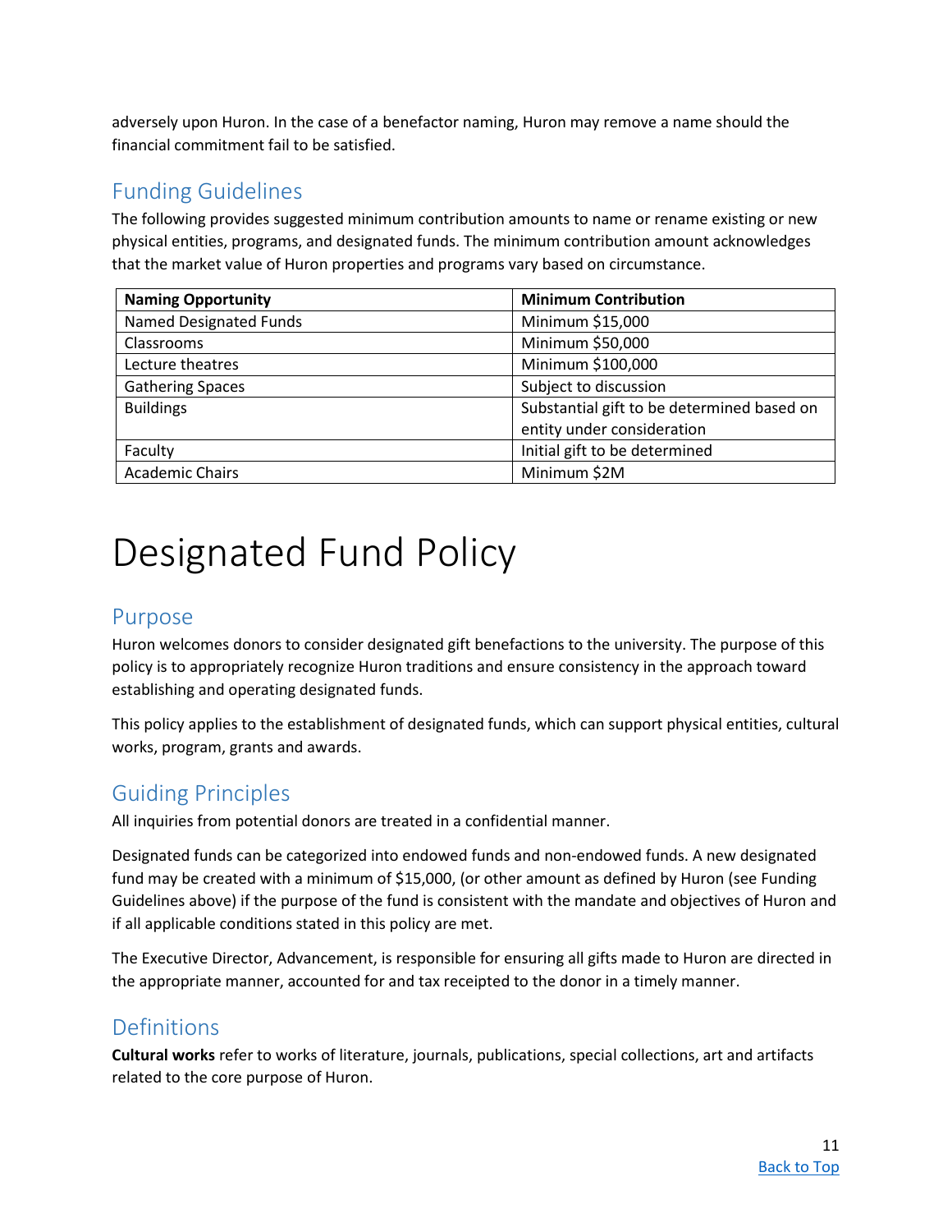adversely upon Huron. In the case of a benefactor naming, Huron may remove a name should the financial commitment fail to be satisfied.

## Funding Guidelines

The following provides suggested minimum contribution amounts to name or rename existing or new physical entities, programs, and designated funds. The minimum contribution amount acknowledges that the market value of Huron properties and programs vary based on circumstance.

| Naming Opportunity | Minimum Contribution |
|---|---|
| Named Designated Funds | Minimum $15,000 |
| Classrooms | Minimum $50,000 |
| Lecture theatres | Minimum $100,000 |
| Gathering Spaces | Subject to discussion |
| Buildings | Substantial gift to be determined based on entity under consideration |
| Faculty | Initial gift to be determined |
| Academic Chairs | Minimum $2M |

# Designated Fund Policy

## Purpose

Huron welcomes donors to consider designated gift benefactions to the university. The purpose of this policy is to appropriately recognize Huron traditions and ensure consistency in the approach toward establishing and operating designated funds.

This policy applies to the establishment of designated funds, which can support physical entities, cultural works, program, grants and awards.

## Guiding Principles

All inquiries from potential donors are treated in a confidential manner.

Designated funds can be categorized into endowed funds and non-endowed funds. A new designated fund may be created with a minimum of $15,000, (or other amount as defined by Huron (see Funding Guidelines above) if the purpose of the fund is consistent with the mandate and objectives of Huron and if all applicable conditions stated in this policy are met.

The Executive Director, Advancement, is responsible for ensuring all gifts made to Huron are directed in the appropriate manner, accounted for and tax receipted to the donor in a timely manner.

## Definitions

**Cultural works** refer to works of literature, journals, publications, special collections, art and artifacts related to the core purpose of Huron.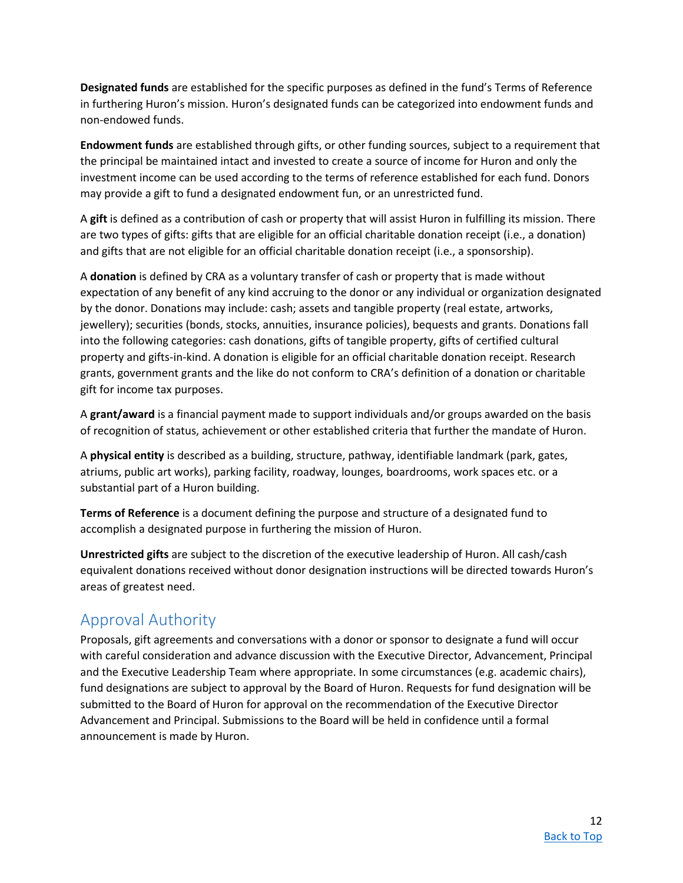**Designated funds** are established for the specific purposes as defined in the fund's Terms of Reference in furthering Huron's mission. Huron's designated funds can be categorized into endowment funds and non-endowed funds.

**Endowment funds** are established through gifts, or other funding sources, subject to a requirement that the principal be maintained intact and invested to create a source of income for Huron and only the investment income can be used according to the terms of reference established for each fund. Donors may provide a gift to fund a designated endowment fun, or an unrestricted fund.

A **gift** is defined as a contribution of cash or property that will assist Huron in fulfilling its mission. There are two types of gifts: gifts that are eligible for an official charitable donation receipt (i.e., a donation) and gifts that are not eligible for an official charitable donation receipt (i.e., a sponsorship).

A **donation** is defined by CRA as a voluntary transfer of cash or property that is made without expectation of any benefit of any kind accruing to the donor or any individual or organization designated by the donor. Donations may include: cash; assets and tangible property (real estate, artworks, jewellery); securities (bonds, stocks, annuities, insurance policies), bequests and grants. Donations fall into the following categories: cash donations, gifts of tangible property, gifts of certified cultural property and gifts-in-kind. A donation is eligible for an official charitable donation receipt. Research grants, government grants and the like do not conform to CRA's definition of a donation or charitable gift for income tax purposes.

A **grant/award** is a financial payment made to support individuals and/or groups awarded on the basis of recognition of status, achievement or other established criteria that further the mandate of Huron.

A **physical entity** is described as a building, structure, pathway, identifiable landmark (park, gates, atriums, public art works), parking facility, roadway, lounges, boardrooms, work spaces etc. or a substantial part of a Huron building.

**Terms of Reference** is a document defining the purpose and structure of a designated fund to accomplish a designated purpose in furthering the mission of Huron.

**Unrestricted gifts** are subject to the discretion of the executive leadership of Huron. All cash/cash equivalent donations received without donor designation instructions will be directed towards Huron's areas of greatest need.

## Approval Authority

Proposals, gift agreements and conversations with a donor or sponsor to designate a fund will occur with careful consideration and advance discussion with the Executive Director, Advancement, Principal and the Executive Leadership Team where appropriate. In some circumstances (e.g. academic chairs), fund designations are subject to approval by the Board of Huron. Requests for fund designation will be submitted to the Board of Huron for approval on the recommendation of the Executive Director Advancement and Principal. Submissions to the Board will be held in confidence until a formal announcement is made by Huron.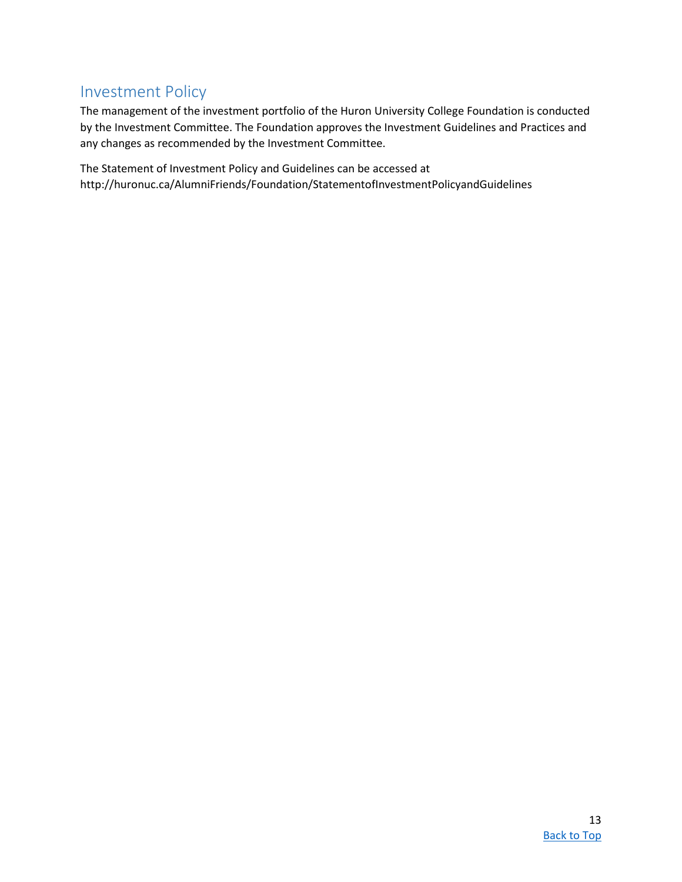## Investment Policy

The management of the investment portfolio of the Huron University College Foundation is conducted by the Investment Committee. The Foundation approves the Investment Guidelines and Practices and any changes as recommended by the Investment Committee.

The Statement of Investment Policy and Guidelines can be accessed at http://huronuc.ca/AlumniFriends/Foundation/StatementofInvestmentPolicyandGuidelines

Back to Top